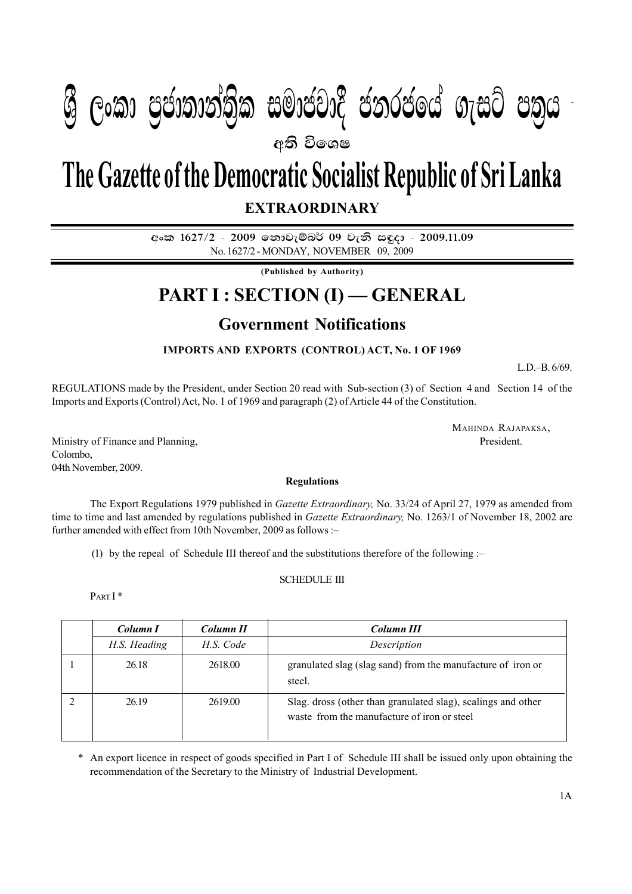# ශ්‍රී ලංකා ප්‍රජාතාන්ත්‍රික සමාජවාදී ජනරජයේ ගැසට් පත්‍රය

**අති විශෙෂ**

# The Gazette of the Democratic Socialist Republic of Sri Lanka

## EXTRAORDINARY

අංක 1627/2 - 2009 නොවැම්බර් 09 වැනි සඳුදා - 2009.11.09

No. 1627/2 - MONDAY, NOVEMBER 09, 2009

**(Published by Authority)**

# PART I : SECTION (I) — GENERAL

## Government Notifications

**IMPORTS AND EXPORTS (CONTROL) ACT, No. 1 OF 1969**

L.D.–B. 6/69.

REGULATIONS made by the President, under Section 20 read with Sub-section (3) of Section 4 and Section 14 of the Imports and Exports (Control) Act, No. 1 of 1969 and paragraph (2) of Article 44 of the Constitution.

MAHINDA RAJAPAKSA,
President.

Ministry of Finance and Planning,
Colombo,
04th November, 2009.

**Regulations**

The Export Regulations 1979 published in *Gazette Extraordinary,* No. 33/24 of April 27, 1979 as amended from time to time and last amended by regulations published in *Gazette Extraordinary,* No. 1263/1 of November 18, 2002 are further amended with effect from 10th November, 2009 as follows :–

(1) by the repeal of Schedule III thereof and the substitutions therefore of the following :–

SCHEDULE III

PART I *

| | *Column I* | *Column II* | *Column III* |
|---|---|---|---|
| | *H.S. Heading* | *H.S. Code* | *Description* |
| 1 | 26.18 | 2618.00 | granulated slag (slag sand) from the manufacture of iron or steel. |
| 2 | 26.19 | 2619.00 | Slag. dross (other than granulated slag), scalings and other waste from the manufacture of iron or steel |

\* An export licence in respect of goods specified in Part I of Schedule III shall be issued only upon obtaining the recommendation of the Secretary to the Ministry of Industrial Development.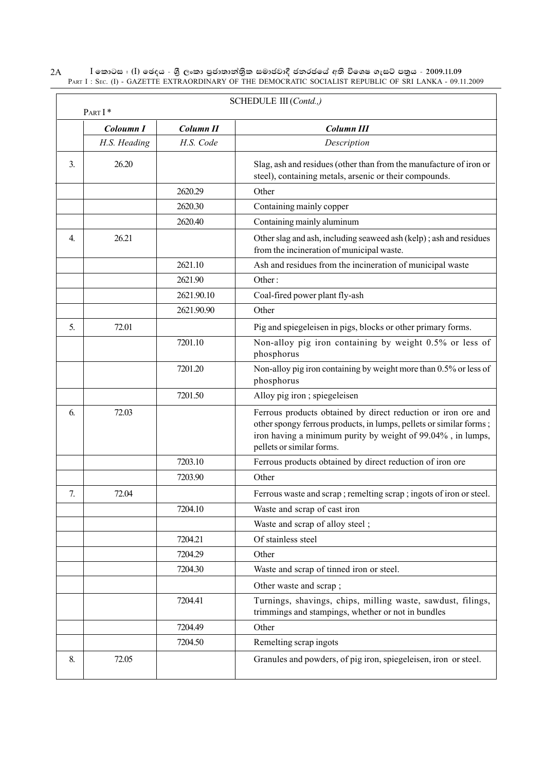SCHEDULE III (*Contd.,*)

PART I *

| | *Coloumn I* | *Column II* | *Column III* |
|---|---|---|---|
| | *H.S. Heading* | *H.S. Code* | *Description* |
| 3. | 26.20 | | Slag, ash and residues (other than from the manufacture of iron or steel), containing metals, arsenic or their compounds. |
| | | 2620.29 | Other |
| | | 2620.30 | Containing mainly copper |
| | | 2620.40 | Containing mainly aluminum |
| 4. | 26.21 | | Other slag and ash, including seaweed ash (kelp) ; ash and residues from the incineration of municipal waste. |
| | | 2621.10 | Ash and residues from the incineration of municipal waste |
| | | 2621.90 | Other : |
| | | 2621.90.10 | Coal-fired power plant fly-ash |
| | | 2621.90.90 | Other |
| 5. | 72.01 | | Pig and spiegeleisen in pigs, blocks or other primary forms. |
| | | 7201.10 | Non-alloy pig iron containing by weight 0.5% or less of phosphorus |
| | | 7201.20 | Non-alloy pig iron containing by weight more than 0.5% or less of phosphorus |
| | | 7201.50 | Alloy pig iron ; spiegeleisen |
| 6. | 72.03 | | Ferrous products obtained by direct reduction or iron ore and other spongy ferrous products, in lumps, pellets or similar forms ; iron having a minimum purity by weight of 99.04% , in lumps, pellets or similar forms. |
| | | 7203.10 | Ferrous products obtained by direct reduction of iron ore |
| | | 7203.90 | Other |
| 7. | 72.04 | | Ferrous waste and scrap ; remelting scrap ; ingots of iron or steel. |
| | | 7204.10 | Waste and scrap of cast iron |
| | | | Waste and scrap of alloy steel ; |
| | | 7204.21 | Of stainless steel |
| | | 7204.29 | Other |
| | | 7204.30 | Waste and scrap of tinned iron or steel. |
| | | | Other waste and scrap ; |
| | | 7204.41 | Turnings, shavings, chips, milling waste, sawdust, filings, trimmings and stampings, whether or not in bundles |
| | | 7204.49 | Other |
| | | 7204.50 | Remelting scrap ingots |
| 8. | 72.05 | | Granules and powders, of pig iron, spiegeleisen, iron or steel. |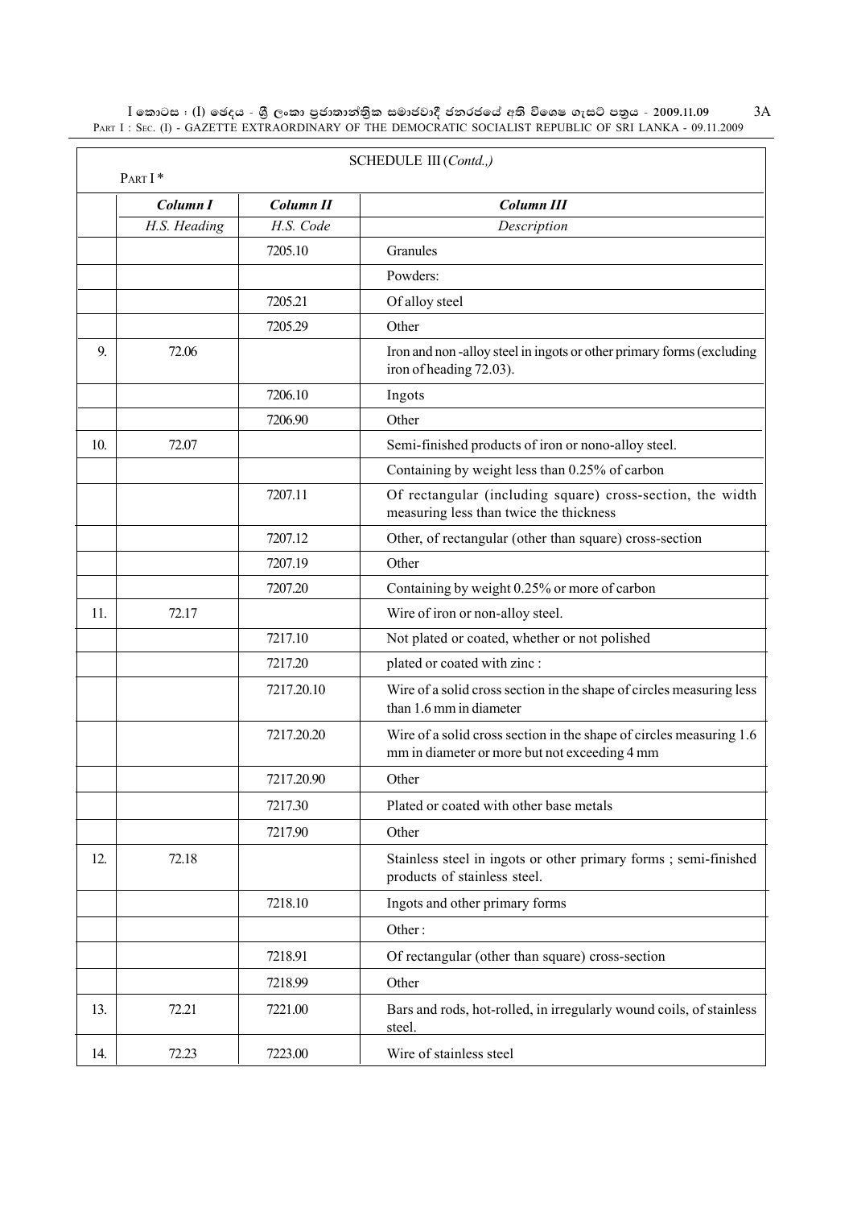SCHEDULE III (*Contd.,*)

PART I *

| | *Column I* | *Column II* | *Column III* |
|---|---|---|---|
| | *H.S. Heading* | *H.S. Code* | *Description* |
| | | 7205.10 | Granules |
| | | | Powders: |
| | | 7205.21 | Of alloy steel |
| | | 7205.29 | Other |
| 9. | 72.06 | | Iron and non -alloy steel in ingots or other primary forms (excluding iron of heading 72.03). |
| | | 7206.10 | Ingots |
| | | 7206.90 | Other |
| 10. | 72.07 | | Semi-finished products of iron or nono-alloy steel. |
| | | | Containing by weight less than 0.25% of carbon |
| | | 7207.11 | Of rectangular (including square) cross-section, the width measuring less than twice the thickness |
| | | 7207.12 | Other, of rectangular (other than square) cross-section |
| | | 7207.19 | Other |
| | | 7207.20 | Containing by weight 0.25% or more of carbon |
| 11. | 72.17 | | Wire of iron or non-alloy steel. |
| | | 7217.10 | Not plated or coated, whether or not polished |
| | | 7217.20 | plated or coated with zinc : |
| | | 7217.20.10 | Wire of a solid cross section in the shape of circles measuring less than 1.6 mm in diameter |
| | | 7217.20.20 | Wire of a solid cross section in the shape of circles measuring 1.6 mm in diameter or more but not exceeding 4 mm |
| | | 7217.20.90 | Other |
| | | 7217.30 | Plated or coated with other base metals |
| | | 7217.90 | Other |
| 12. | 72.18 | | Stainless steel in ingots or other primary forms ; semi-finished products of stainless steel. |
| | | 7218.10 | Ingots and other primary forms |
| | | | Other : |
| | | 7218.91 | Of rectangular (other than square) cross-section |
| | | 7218.99 | Other |
| 13. | 72.21 | 7221.00 | Bars and rods, hot-rolled, in irregularly wound coils, of stainless steel. |
| 14. | 72.23 | 7223.00 | Wire of stainless steel |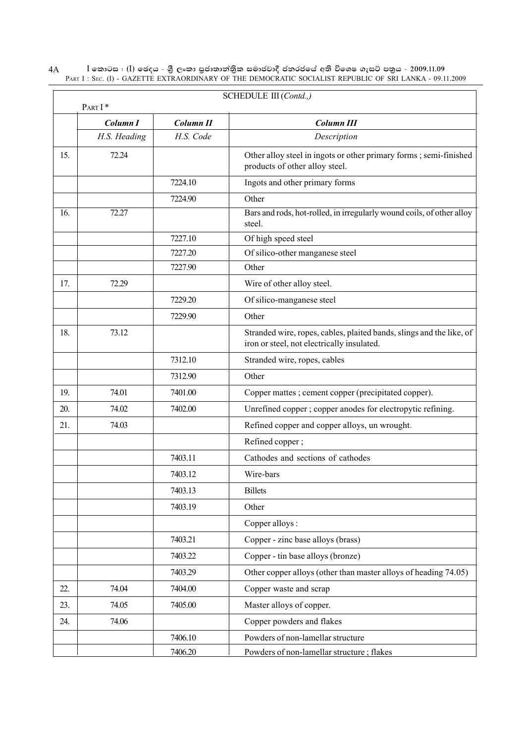SCHEDULE III (*Contd.,)*

Part I *

| | *Column I* | *Column II* | *Column III* |
|---|---|---|---|
| | *H.S. Heading* | *H.S. Code* | *Description* |
| 15. | 72.24 | | Other alloy steel in ingots or other primary forms ; semi-finished products of other alloy steel. |
| | | 7224.10 | Ingots and other primary forms |
| | | 7224.90 | Other |
| 16. | 72.27 | | Bars and rods, hot-rolled, in irregularly wound coils, of other alloy steel. |
| | | 7227.10 | Of high speed steel |
| | | 7227.20 | Of silico-other manganese steel |
| | | 7227.90 | Other |
| 17. | 72.29 | | Wire of other alloy steel. |
| | | 7229.20 | Of silico-manganese steel |
| | | 7229.90 | Other |
| 18. | 73.12 | | Stranded wire, ropes, cables, plaited bands, slings and the like, of iron or steel, not electrically insulated. |
| | | 7312.10 | Stranded wire, ropes, cables |
| | | 7312.90 | Other |
| 19. | 74.01 | 7401.00 | Copper mattes ; cement copper (precipitated copper). |
| 20. | 74.02 | 7402.00 | Unrefined copper ; copper anodes for electropytic refining. |
| 21. | 74.03 | | Refined copper and copper alloys, un wrought. |
| | | | Refined copper ; |
| | | 7403.11 | Cathodes and sections of cathodes |
| | | 7403.12 | Wire-bars |
| | | 7403.13 | Billets |
| | | 7403.19 | Other |
| | | | Copper alloys : |
| | | 7403.21 | Copper - zinc base alloys (brass) |
| | | 7403.22 | Copper - tin base alloys (bronze) |
| | | 7403.29 | Other copper alloys (other than master alloys of heading 74.05) |
| 22. | 74.04 | 7404.00 | Copper waste and scrap |
| 23. | 74.05 | 7405.00 | Master alloys of copper. |
| 24. | 74.06 | | Copper powders and flakes |
| | | 7406.10 | Powders of non-lamellar structure |
| | | 7406.20 | Powders of non-lamellar structure ; flakes |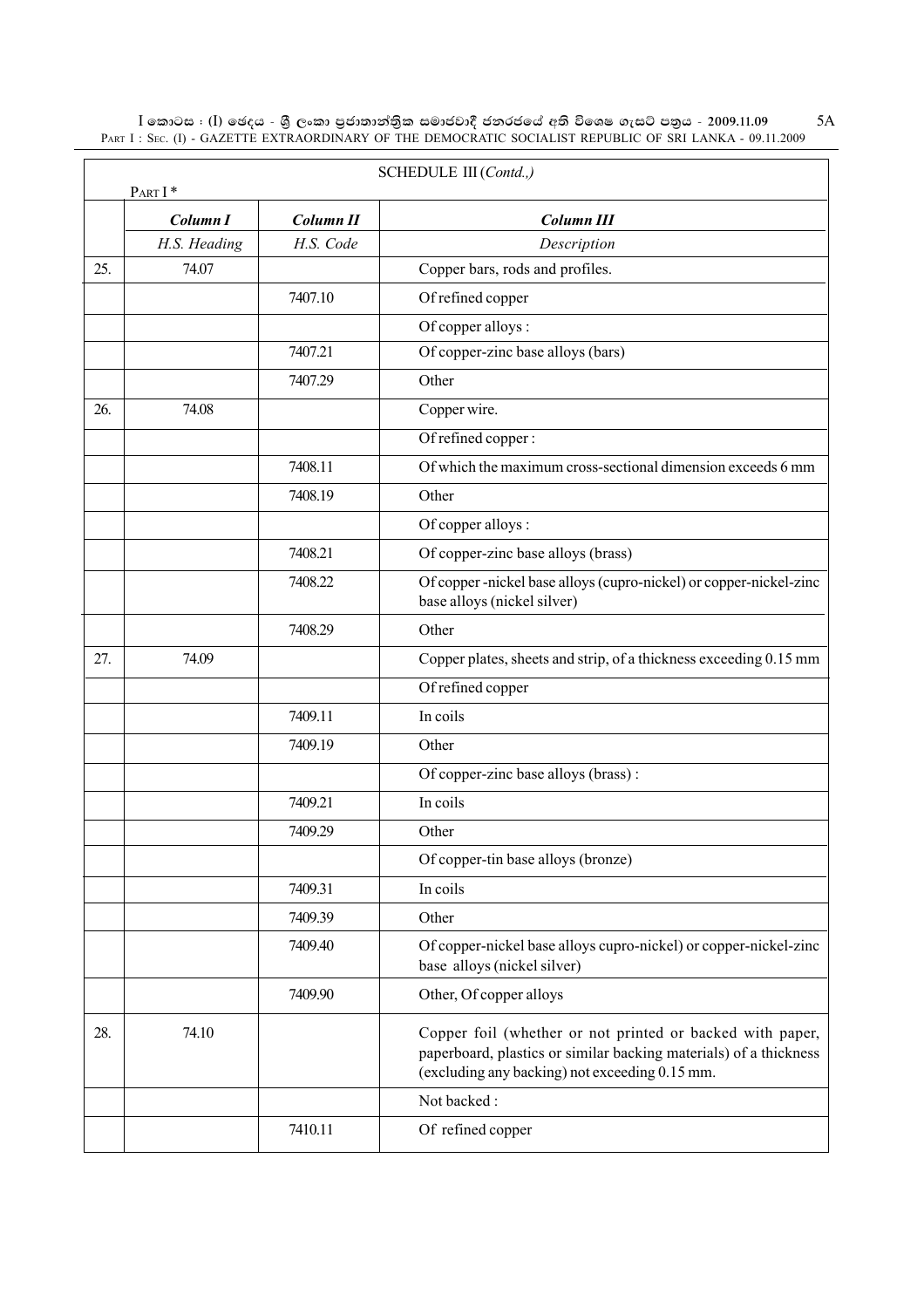SCHEDULE III (*Contd.,*)

PART I *

| | *Column I* | *Column II* | *Column III* |
|---|---|---|---|
| | *H.S. Heading* | *H.S. Code* | *Description* |
| 25. | 74.07 | | Copper bars, rods and profiles. |
| | | 7407.10 | Of refined copper |
| | | | Of copper alloys : |
| | | 7407.21 | Of copper-zinc base alloys (bars) |
| | | 7407.29 | Other |
| 26. | 74.08 | | Copper wire. |
| | | | Of refined copper : |
| | | 7408.11 | Of which the maximum cross-sectional dimension exceeds 6 mm |
| | | 7408.19 | Other |
| | | | Of copper alloys : |
| | | 7408.21 | Of copper-zinc base alloys (brass) |
| | | 7408.22 | Of copper -nickel base alloys (cupro-nickel) or copper-nickel-zinc base alloys (nickel silver) |
| | | 7408.29 | Other |
| 27. | 74.09 | | Copper plates, sheets and strip, of a thickness exceeding 0.15 mm |
| | | | Of refined copper |
| | | 7409.11 | In coils |
| | | 7409.19 | Other |
| | | | Of copper-zinc base alloys (brass) : |
| | | 7409.21 | In coils |
| | | 7409.29 | Other |
| | | | Of copper-tin base alloys (bronze) |
| | | 7409.31 | In coils |
| | | 7409.39 | Other |
| | | 7409.40 | Of copper-nickel base alloys cupro-nickel) or copper-nickel-zinc base alloys (nickel silver) |
| | | 7409.90 | Other, Of copper alloys |
| 28. | 74.10 | | Copper foil (whether or not printed or backed with paper, paperboard, plastics or similar backing materials) of a thickness (excluding any backing) not exceeding 0.15 mm. |
| | | | Not backed : |
| | | 7410.11 | Of refined copper |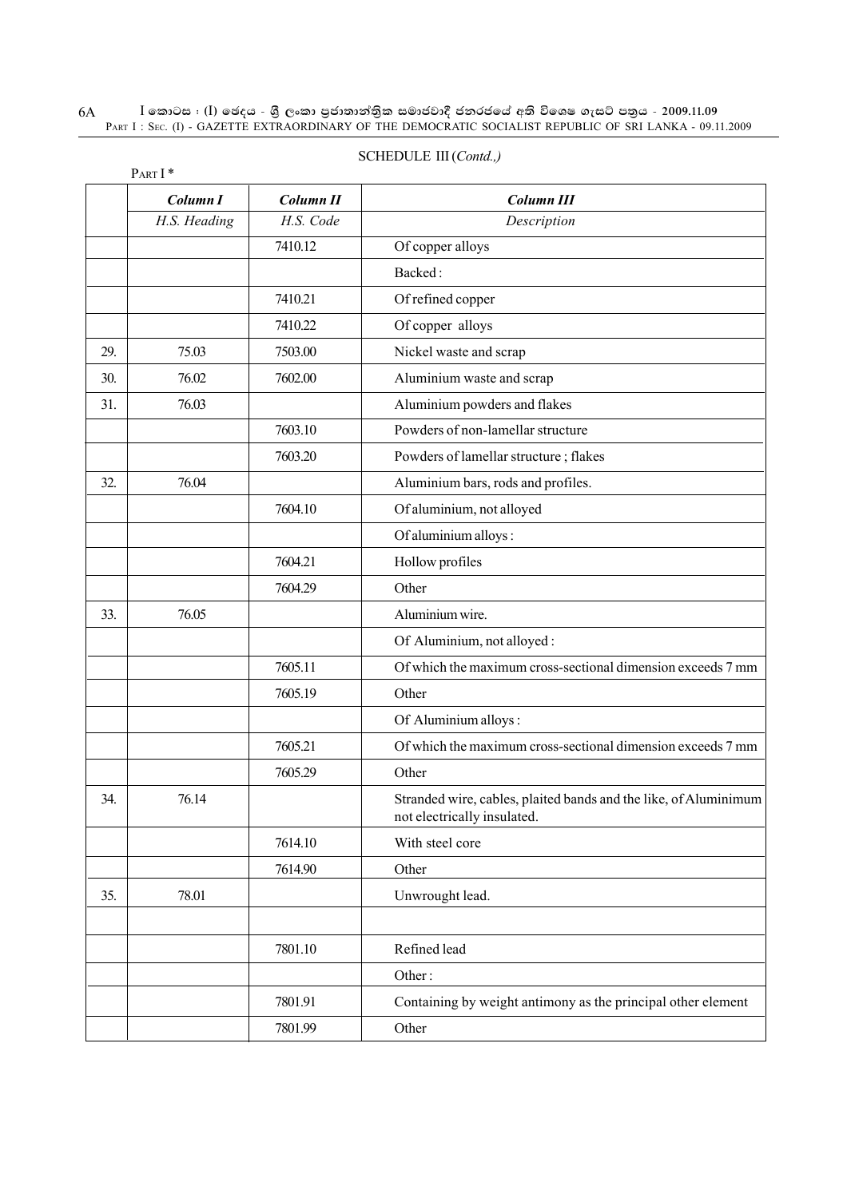SCHEDULE III (*Contd.,)*

PART I *

| | *Column I* | *Column II* | *Column III* |
|---|---|---|---|
| | *H.S. Heading* | *H.S. Code* | *Description* |
| | | 7410.12 | Of copper alloys |
| | | | Backed : |
| | | 7410.21 | Of refined copper |
| | | 7410.22 | Of copper alloys |
| 29. | 75.03 | 7503.00 | Nickel waste and scrap |
| 30. | 76.02 | 7602.00 | Aluminium waste and scrap |
| 31. | 76.03 | | Aluminium powders and flakes |
| | | 7603.10 | Powders of non-lamellar structure |
| | | 7603.20 | Powders of lamellar structure ; flakes |
| 32. | 76.04 | | Aluminium bars, rods and profiles. |
| | | 7604.10 | Of aluminium, not alloyed |
| | | | Of aluminium alloys : |
| | | 7604.21 | Hollow profiles |
| | | 7604.29 | Other |
| 33. | 76.05 | | Aluminium wire. |
| | | | Of Aluminium, not alloyed : |
| | | 7605.11 | Of which the maximum cross-sectional dimension exceeds 7 mm |
| | | 7605.19 | Other |
| | | | Of Aluminium alloys : |
| | | 7605.21 | Of which the maximum cross-sectional dimension exceeds 7 mm |
| | | 7605.29 | Other |
| 34. | 76.14 | | Stranded wire, cables, plaited bands and the like, of Aluminimum not electrically insulated. |
| | | 7614.10 | With steel core |
| | | 7614.90 | Other |
| 35. | 78.01 | | Unwrought lead. |
| | | | |
| | | 7801.10 | Refined lead |
| | | | Other : |
| | | 7801.91 | Containing by weight antimony as the principal other element |
| | | 7801.99 | Other |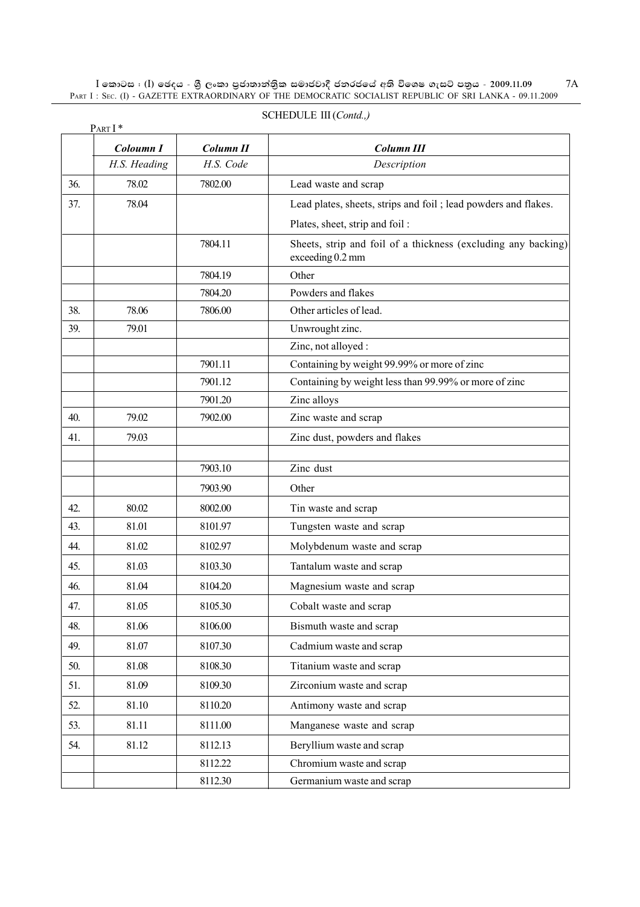SCHEDULE III (*Contd.,)*

PART I *

| | *Coloumn I* | *Column II* | *Column III* |
|---|---|---|---|
| | *H.S. Heading* | *H.S. Code* | *Description* |
| 36. | 78.02 | 7802.00 | Lead waste and scrap |
| 37. | 78.04 | | Lead plates, sheets, strips and foil ; lead powders and flakes. |
| | | | Plates, sheet, strip and foil : |
| | | 7804.11 | Sheets, strip and foil of a thickness (excluding any backing) exceeding 0.2 mm |
| | | 7804.19 | Other |
| | | 7804.20 | Powders and flakes |
| 38. | 78.06 | 7806.00 | Other articles of lead. |
| 39. | 79.01 | | Unwrought zinc. |
| | | | Zinc, not alloyed : |
| | | 7901.11 | Containing by weight 99.99% or more of zinc |
| | | 7901.12 | Containing by weight less than 99.99% or more of zinc |
| | | 7901.20 | Zinc alloys |
| 40. | 79.02 | 7902.00 | Zinc waste and scrap |
| 41. | 79.03 | | Zinc dust, powders and flakes |
| | | | |
| | | 7903.10 | Zinc dust |
| | | 7903.90 | Other |
| 42. | 80.02 | 8002.00 | Tin waste and scrap |
| 43. | 81.01 | 8101.97 | Tungsten waste and scrap |
| 44. | 81.02 | 8102.97 | Molybdenum waste and scrap |
| 45. | 81.03 | 8103.30 | Tantalum waste and scrap |
| 46. | 81.04 | 8104.20 | Magnesium waste and scrap |
| 47. | 81.05 | 8105.30 | Cobalt waste and scrap |
| 48. | 81.06 | 8106.00 | Bismuth waste and scrap |
| 49. | 81.07 | 8107.30 | Cadmium waste and scrap |
| 50. | 81.08 | 8108.30 | Titanium waste and scrap |
| 51. | 81.09 | 8109.30 | Zirconium waste and scrap |
| 52. | 81.10 | 8110.20 | Antimony waste and scrap |
| 53. | 81.11 | 8111.00 | Manganese waste and scrap |
| 54. | 81.12 | 8112.13 | Beryllium waste and scrap |
| | | 8112.22 | Chromium waste and scrap |
| | | 8112.30 | Germanium waste and scrap |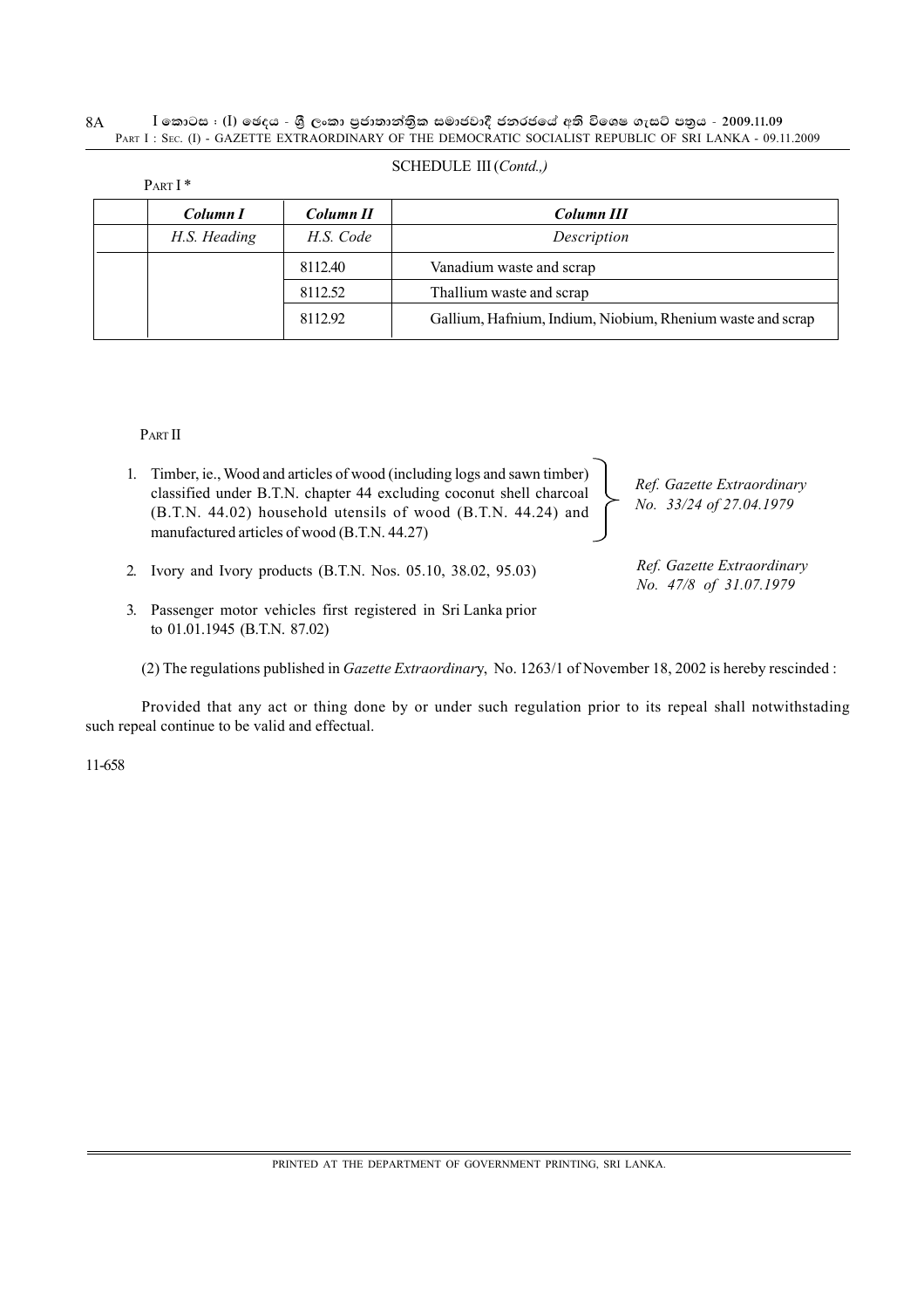SCHEDULE III (*Contd.,)*

PART I *

| *Column I* | *Column II* | *Column III* |
|---|---|---|
| *H.S. Heading* | *H.S. Code* | *Description* |
| | 8112.40 | Vanadium waste and scrap |
| | 8112.52 | Thallium waste and scrap |
| | 8112.92 | Gallium, Hafnium, Indium, Niobium, Rhenium waste and scrap |

PART II

1. Timber, ie., Wood and articles of wood (including logs and sawn timber) classified under B.T.N. chapter 44 excluding coconut shell charcoal (B.T.N. 44.02) household utensils of wood (B.T.N. 44.24) and manufactured articles of wood (B.T.N. 44.27) — *Ref. Gazette Extraordinary No. 33/24 of 27.04.1979*

2. Ivory and Ivory products (B.T.N. Nos. 05.10, 38.02, 95.03) — *Ref. Gazette Extraordinary No. 47/8 of 31.07.1979*

3. Passenger motor vehicles first registered in Sri Lanka prior to 01.01.1945 (B.T.N. 87.02)

(2) The regulations published in *Gazette Extraordinar*y, No. 1263/1 of November 18, 2002 is hereby rescinded :

Provided that any act or thing done by or under such regulation prior to its repeal shall notwithstading such repeal continue to be valid and effectual.

11-658

PRINTED AT THE DEPARTMENT OF GOVERNMENT PRINTING, SRI LANKA.